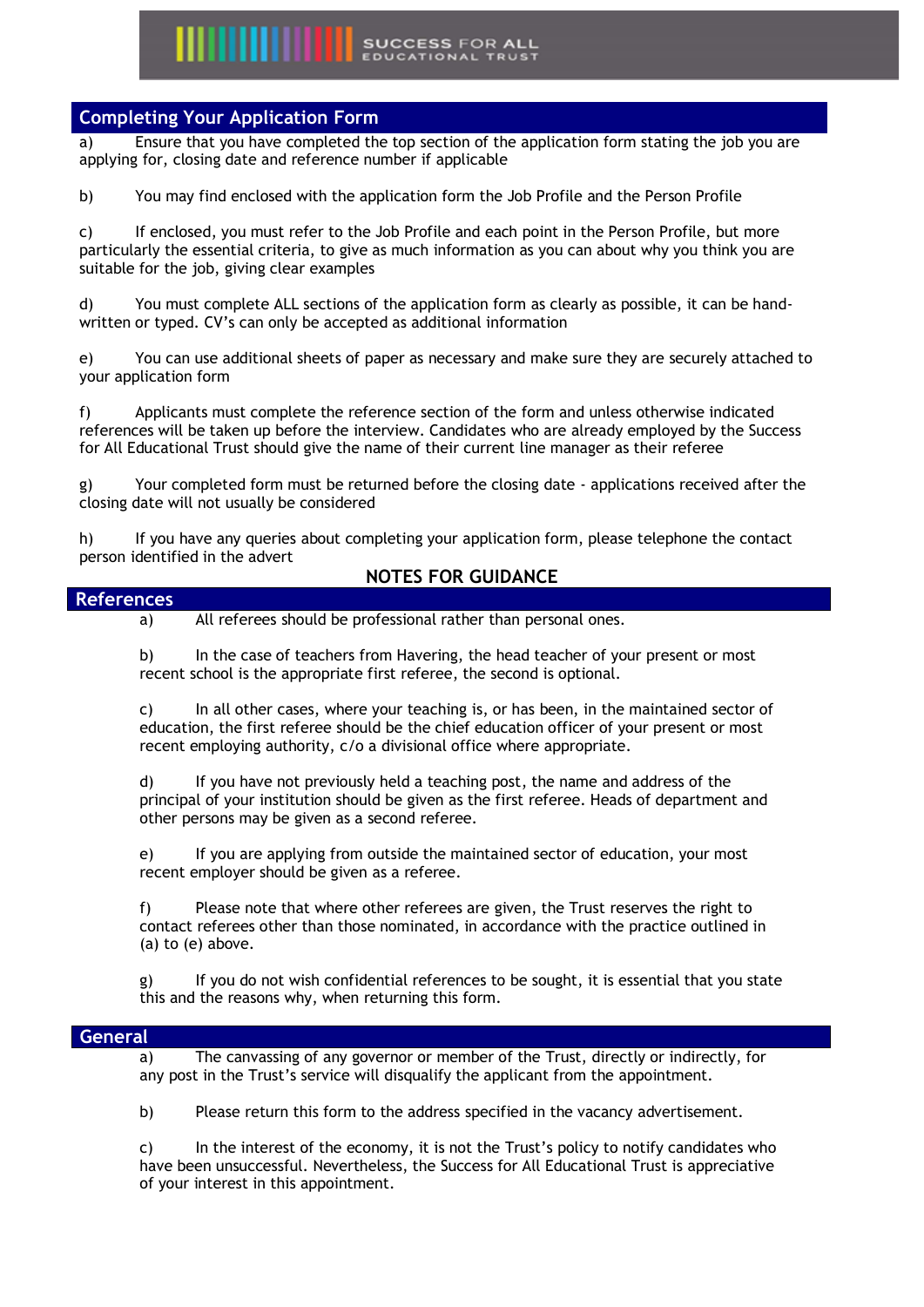## Completing Your Application Form

a) Ensure that you have completed the top section of the application form stating the job you are applying for, closing date and reference number if applicable

b) You may find enclosed with the application form the Job Profile and the Person Profile

c) If enclosed, you must refer to the Job Profile and each point in the Person Profile, but more particularly the essential criteria, to give as much information as you can about why you think you are suitable for the job, giving clear examples

d) You must complete ALL sections of the application form as clearly as possible, it can be hand-written or typed. CV's can only be accepted as additional information

e) You can use additional sheets of paper as necessary and make sure they are securely attached to your application form

f) Applicants must complete the reference section of the form and unless otherwise indicated references will be taken up before the interview. Candidates who are already employed by the Success for All Educational Trust should give the name of their current line manager as their referee

g) Your completed form must be returned before the closing date - applications received after the closing date will not usually be considered

h) If you have any queries about completing your application form, please telephone the contact person identified in the advert

**NOTES FOR GUIDANCE**

## References

a) All referees should be professional rather than personal ones.

b) In the case of teachers from Havering, the head teacher of your present or most recent school is the appropriate first referee, the second is optional.

c) In all other cases, where your teaching is, or has been, in the maintained sector of education, the first referee should be the chief education officer of your present or most recent employing authority, c/o a divisional office where appropriate.

d) If you have not previously held a teaching post, the name and address of the principal of your institution should be given as the first referee. Heads of department and other persons may be given as a second referee.

e) If you are applying from outside the maintained sector of education, your most recent employer should be given as a referee.

f) Please note that where other referees are given, the Trust reserves the right to contact referees other than those nominated, in accordance with the practice outlined in (a) to (e) above.

g) If you do not wish confidential references to be sought, it is essential that you state this and the reasons why, when returning this form.

## General

a) The canvassing of any governor or member of the Trust, directly or indirectly, for any post in the Trust's service will disqualify the applicant from the appointment.

b) Please return this form to the address specified in the vacancy advertisement.

c) In the interest of the economy, it is not the Trust's policy to notify candidates who have been unsuccessful. Nevertheless, the Success for All Educational Trust is appreciative of your interest in this appointment.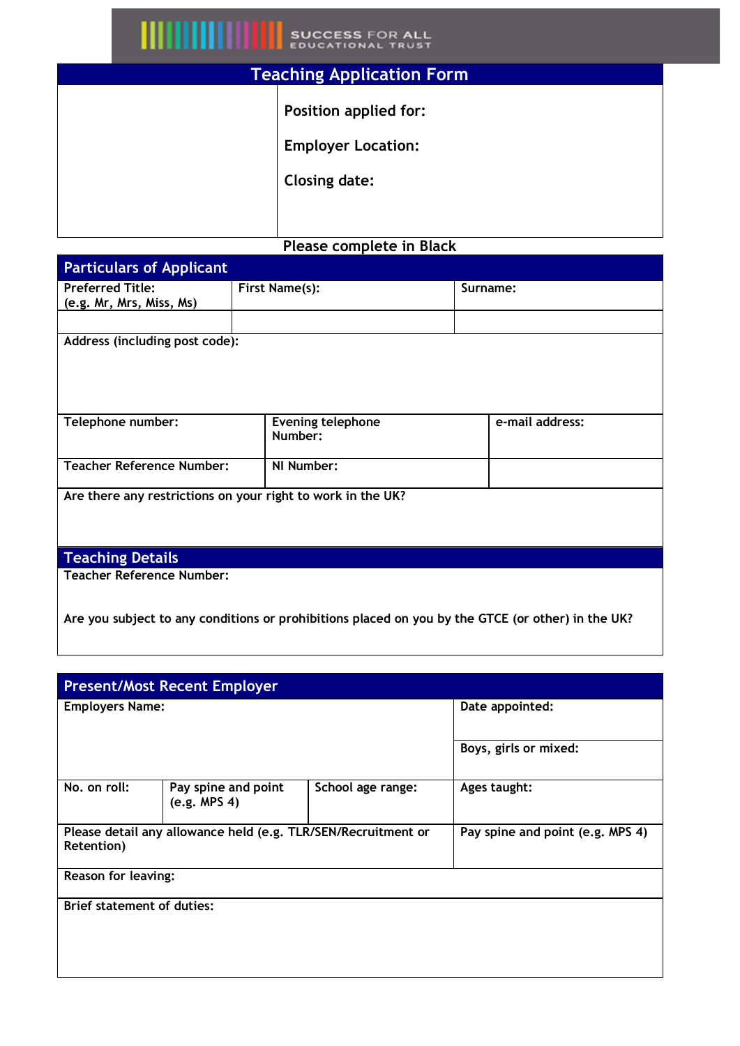SUCCESS FOR ALL
EDUCATIONAL TRUST

# Teaching Application Form

| | |
|---|---|
| | **Position applied for:**<br><br>**Employer Location:**<br><br>**Closing date:** |

**Please complete in Black**

## Particulars of Applicant

| Preferred Title: (e.g. Mr, Mrs, Miss, Ms) | First Name(s): | Surname: |
|---|---|---|
| | | |
| Address (including post code): | | |
| Telephone number: | Evening telephone Number: | e-mail address: |
| Teacher Reference Number: | NI Number: | |
| Are there any restrictions on your right to work in the UK? | | |

## Teaching Details

| |
|---|
| Teacher Reference Number: |
| Are you subject to any conditions or prohibitions placed on you by the GTCE (or other) in the UK? |

## Present/Most Recent Employer

| Employers Name: | | | Date appointed: |
|---|---|---|---|
| | | | Boys, girls or mixed: |
| No. on roll: | Pay spine and point (e.g. MPS 4) | School age range: | Ages taught: |
| Please detail any allowance held (e.g. TLR/SEN/Recruitment or Retention) | | | Pay spine and point (e.g. MPS 4) |
| Reason for leaving: | | | |
| Brief statement of duties: | | | |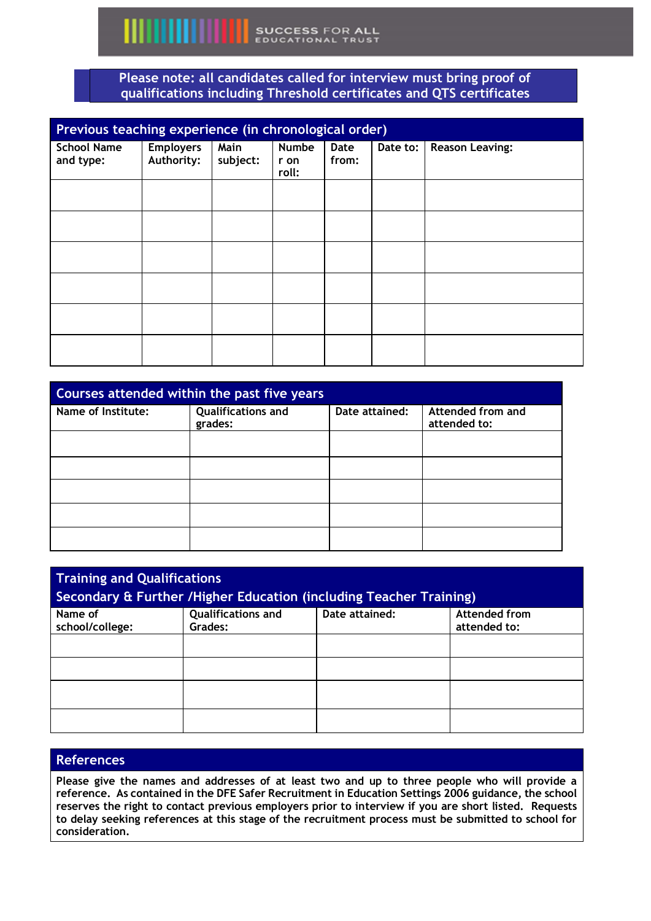**Please note: all candidates called for interview must bring proof of qualifications including Threshold certificates and QTS certificates**

## Previous teaching experience (in chronological order)

| School Name and type: | Employers Authority: | Main subject: | Number on roll: | Date from: | Date to: | Reason Leaving: |
|---|---|---|---|---|---|---|
| | | | | | | |
| | | | | | | |
| | | | | | | |
| | | | | | | |
| | | | | | | |
| | | | | | | |

## Courses attended within the past five years

| Name of Institute: | Qualifications and grades: | Date attained: | Attended from and attended to: |
|---|---|---|---|
| | | | |
| | | | |
| | | | |
| | | | |
| | | | |

## Training and Qualifications

### Secondary & Further /Higher Education (including Teacher Training)

| Name of school/college: | Qualifications and Grades: | Date attained: | Attended from attended to: |
|---|---|---|---|
| | | | |
| | | | |
| | | | |
| | | | |

## References

**Please give the names and addresses of at least two and up to three people who will provide a reference. As contained in the DFE Safer Recruitment in Education Settings 2006 guidance, the school reserves the right to contact previous employers prior to interview if you are short listed. Requests to delay seeking references at this stage of the recruitment process must be submitted to school for consideration.**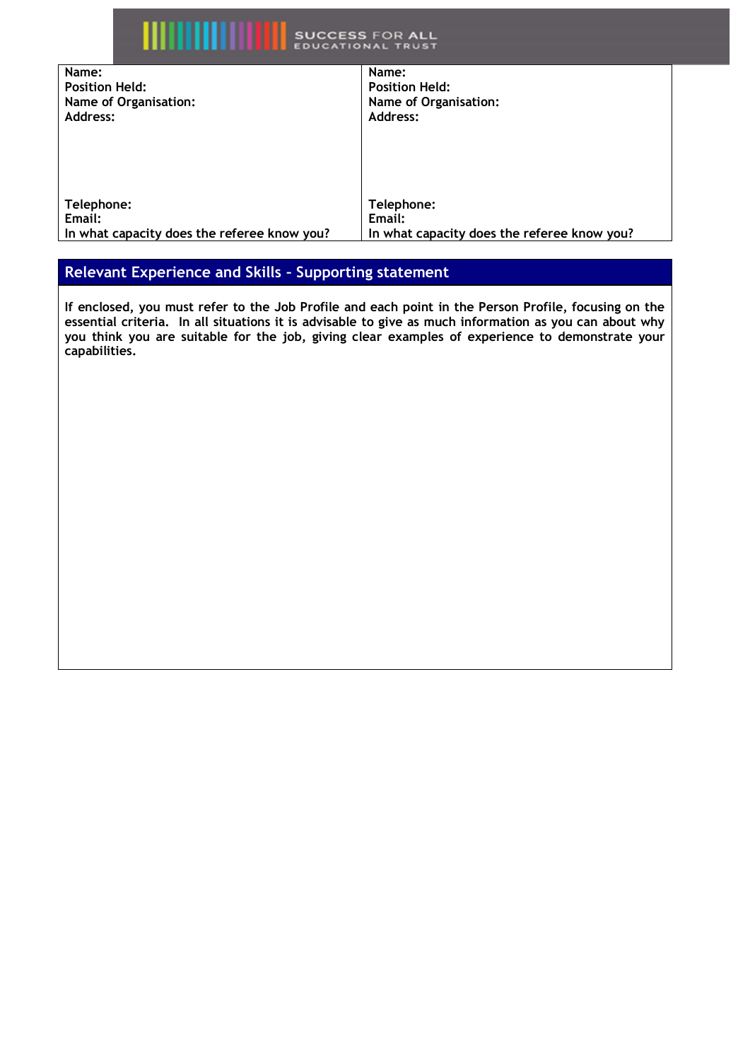| Name:<br>Position Held:<br>Name of Organisation:<br>Address:<br><br><br><br><br>Telephone:<br>Email:<br>In what capacity does the referee know you? | Name:<br>Position Held:<br>Name of Organisation:<br>Address:<br><br><br><br><br>Telephone:<br>Email:<br>In what capacity does the referee know you? |
|---|---|

## Relevant Experience and Skills – Supporting statement

**If enclosed, you must refer to the Job Profile and each point in the Person Profile, focusing on the essential criteria. In all situations it is advisable to give as much information as you can about why you think you are suitable for the job, giving clear examples of experience to demonstrate your capabilities.**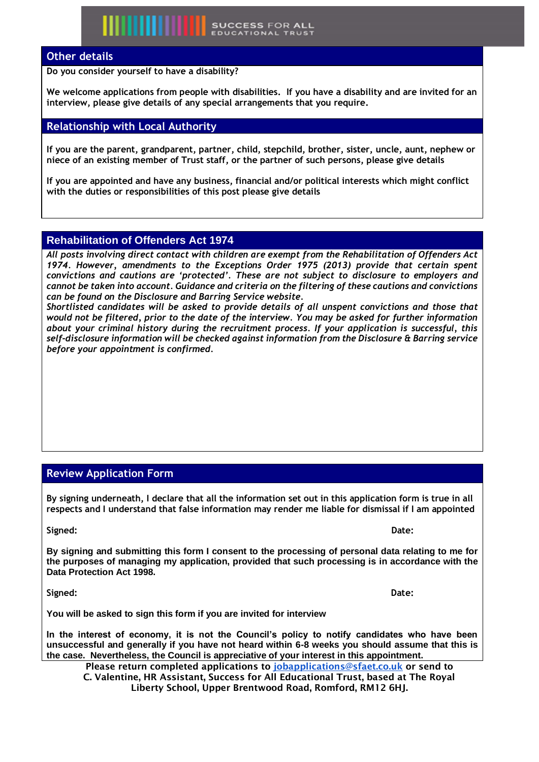## Other details

**Do you consider yourself to have a disability?**

**We welcome applications from people with disabilities. If you have a disability and are invited for an interview, please give details of any special arrangements that you require.**

## Relationship with Local Authority

**If you are the parent, grandparent, partner, child, stepchild, brother, sister, uncle, aunt, nephew or niece of an existing member of Trust staff, or the partner of such persons, please give details**

**If you are appointed and have any business, financial and/or political interests which might conflict with the duties or responsibilities of this post please give details**

## Rehabilitation of Offenders Act 1974

***All posts involving direct contact with children are exempt from the Rehabilitation of Offenders Act 1974. However, amendments to the Exceptions Order 1975 (2013) provide that certain spent convictions and cautions are 'protected'. These are not subject to disclosure to employers and cannot be taken into account. Guidance and criteria on the filtering of these cautions and convictions can be found on the Disclosure and Barring Service website.***
***Shortlisted candidates will be asked to provide details of all unspent convictions and those that would not be filtered, prior to the date of the interview. You may be asked for further information about your criminal history during the recruitment process. If your application is successful, this self-disclosure information will be checked against information from the Disclosure & Barring service before your appointment is confirmed.***

## Review Application Form

**By signing underneath, I declare that all the information set out in this application form is true in all respects and I understand that false information may render me liable for dismissal if I am appointed**

**Signed:** **Date:**

**By signing and submitting this form I consent to the processing of personal data relating to me for the purposes of managing my application, provided that such processing is in accordance with the Data Protection Act 1998.**

**Signed:** **Date:**

**You will be asked to sign this form if you are invited for interview**

**In the interest of economy, it is not the Council's policy to notify candidates who have been unsuccessful and generally if you have not heard within 6-8 weeks you should assume that this is the case. Nevertheless, the Council is appreciative of your interest in this appointment.**

**Please return completed applications to jobapplications@sfaet.co.uk or send to C. Valentine, HR Assistant, Success for All Educational Trust, based at The Royal Liberty School, Upper Brentwood Road, Romford, RM12 6HJ.**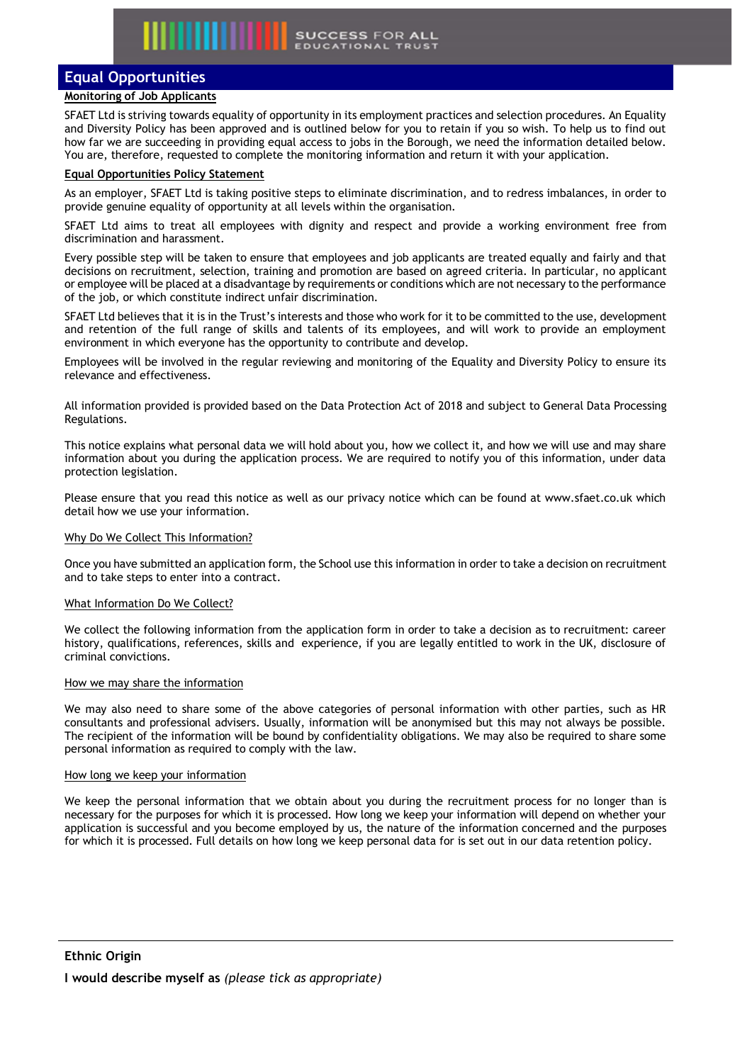## Equal Opportunities

**Monitoring of Job Applicants**

SFAET Ltd is striving towards equality of opportunity in its employment practices and selection procedures. An Equality and Diversity Policy has been approved and is outlined below for you to retain if you so wish. To help us to find out how far we are succeeding in providing equal access to jobs in the Borough, we need the information detailed below. You are, therefore, requested to complete the monitoring information and return it with your application.

**Equal Opportunities Policy Statement**

As an employer, SFAET Ltd is taking positive steps to eliminate discrimination, and to redress imbalances, in order to provide genuine equality of opportunity at all levels within the organisation.

SFAET Ltd aims to treat all employees with dignity and respect and provide a working environment free from discrimination and harassment.

Every possible step will be taken to ensure that employees and job applicants are treated equally and fairly and that decisions on recruitment, selection, training and promotion are based on agreed criteria. In particular, no applicant or employee will be placed at a disadvantage by requirements or conditions which are not necessary to the performance of the job, or which constitute indirect unfair discrimination.

SFAET Ltd believes that it is in the Trust's interests and those who work for it to be committed to the use, development and retention of the full range of skills and talents of its employees, and will work to provide an employment environment in which everyone has the opportunity to contribute and develop.

Employees will be involved in the regular reviewing and monitoring of the Equality and Diversity Policy to ensure its relevance and effectiveness.

All information provided is provided based on the Data Protection Act of 2018 and subject to General Data Processing Regulations.

This notice explains what personal data we will hold about you, how we collect it, and how we will use and may share information about you during the application process. We are required to notify you of this information, under data protection legislation.

Please ensure that you read this notice as well as our privacy notice which can be found at www.sfaet.co.uk which detail how we use your information.

Why Do We Collect This Information?

Once you have submitted an application form, the School use this information in order to take a decision on recruitment and to take steps to enter into a contract.

What Information Do We Collect?

We collect the following information from the application form in order to take a decision as to recruitment: career history, qualifications, references, skills and experience, if you are legally entitled to work in the UK, disclosure of criminal convictions.

How we may share the information

We may also need to share some of the above categories of personal information with other parties, such as HR consultants and professional advisers. Usually, information will be anonymised but this may not always be possible. The recipient of the information will be bound by confidentiality obligations. We may also be required to share some personal information as required to comply with the law.

How long we keep your information

We keep the personal information that we obtain about you during the recruitment process for no longer than is necessary for the purposes for which it is processed. How long we keep your information will depend on whether your application is successful and you become employed by us, the nature of the information concerned and the purposes for which it is processed. Full details on how long we keep personal data for is set out in our data retention policy.

---

**Ethnic Origin**

**I would describe myself as** *(please tick as appropriate)*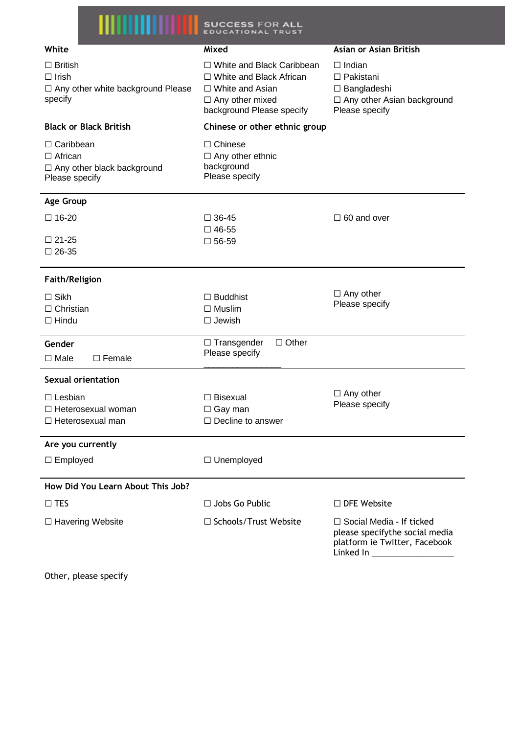SUCCESS FOR ALL EDUCATIONAL TRUST

**White**

☐ British
☐ Irish
☐ Any other white background Please specify

**Mixed**

☐ White and Black Caribbean
☐ White and Black African
☐ White and Asian
☐ Any other mixed background Please specify

**Asian or Asian British**

☐ Indian
☐ Pakistani
☐ Bangladeshi
☐ Any other Asian background Please specify

**Black or Black British**

☐ Caribbean
☐ African
☐ Any other black background Please specify

**Chinese or other ethnic group**

☐ Chinese
☐ Any other ethnic background Please specify

**Age Group**

☐ 16-20

☐ 21-25
☐ 26-35

☐ 36-45
☐ 46-55
☐ 56-59

☐ 60 and over

**Faith/Religion**

☐ Sikh
☐ Christian
☐ Hindu

☐ Buddhist
☐ Muslim
☐ Jewish

☐ Any other Please specify

**Gender**

☐ Male ☐ Female

☐ Transgender ☐ Other
Please specify ________________

**Sexual orientation**

☐ Lesbian
☐ Heterosexual woman
☐ Heterosexual man

☐ Bisexual
☐ Gay man
☐ Decline to answer

☐ Any other Please specify

**Are you currently**

☐ Employed ☐ Unemployed

**How Did You Learn About This Job?**

☐ TES ☐ Jobs Go Public ☐ DFE Website

☐ Havering Website ☐ Schools/Trust Website ☐ Social Media - If ticked please specifythe social media platform ie Twitter, Facebook Linked In ________________

Other, please specify